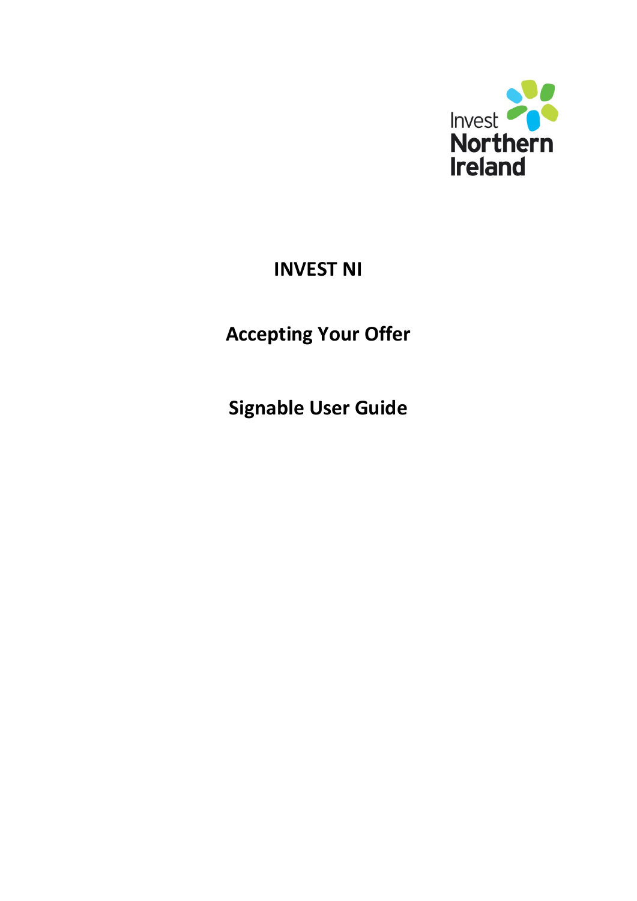# INVEST NI

## Accepting Your Offer

## Signable User Guide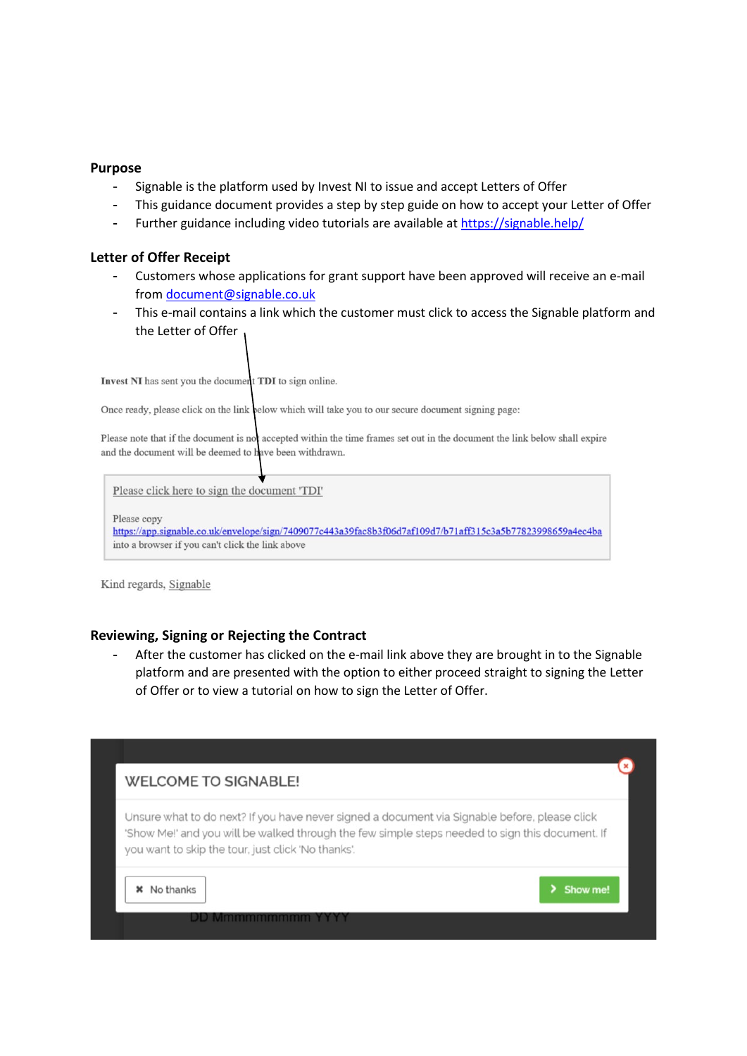**Purpose**

- Signable is the platform used by Invest NI to issue and accept Letters of Offer
- This guidance document provides a step by step guide on how to accept your Letter of Offer
- Further guidance including video tutorials are available at https://signable.help/

**Letter of Offer Receipt**

- Customers whose applications for grant support have been approved will receive an e-mail from document@signable.co.uk
- This e-mail contains a link which the customer must click to access the Signable platform and the Letter of Offer

**Invest NI** has sent you the document **TDI** to sign online.

Once ready, please click on the link below which will take you to our secure document signing page:

Please note that if the document is not accepted within the time frames set out in the document the link below shall expire and the document will be deemed to have been withdrawn.

Please click here to sign the document 'TDI'

Please copy
https://app.signable.co.uk/envelope/sign/7409077c443a39fac8b3f06d7af109d7/b71aff315c3a5b77823998659a4ec4ba
into a browser if you can't click the link above

Kind regards, Signable

**Reviewing, Signing or Rejecting the Contract**

- After the customer has clicked on the e-mail link above they are brought in to the Signable platform and are presented with the option to either proceed straight to signing the Letter of Offer or to view a tutorial on how to sign the Letter of Offer.

WELCOME TO SIGNABLE!

Unsure what to do next? If you have never signed a document via Signable before, please click 'Show Me!' and you will be walked through the few simple steps needed to sign this document. If you want to skip the tour, just click 'No thanks'.

✖ No thanks | › Show me!

DD Mmmmmmmmm YYYY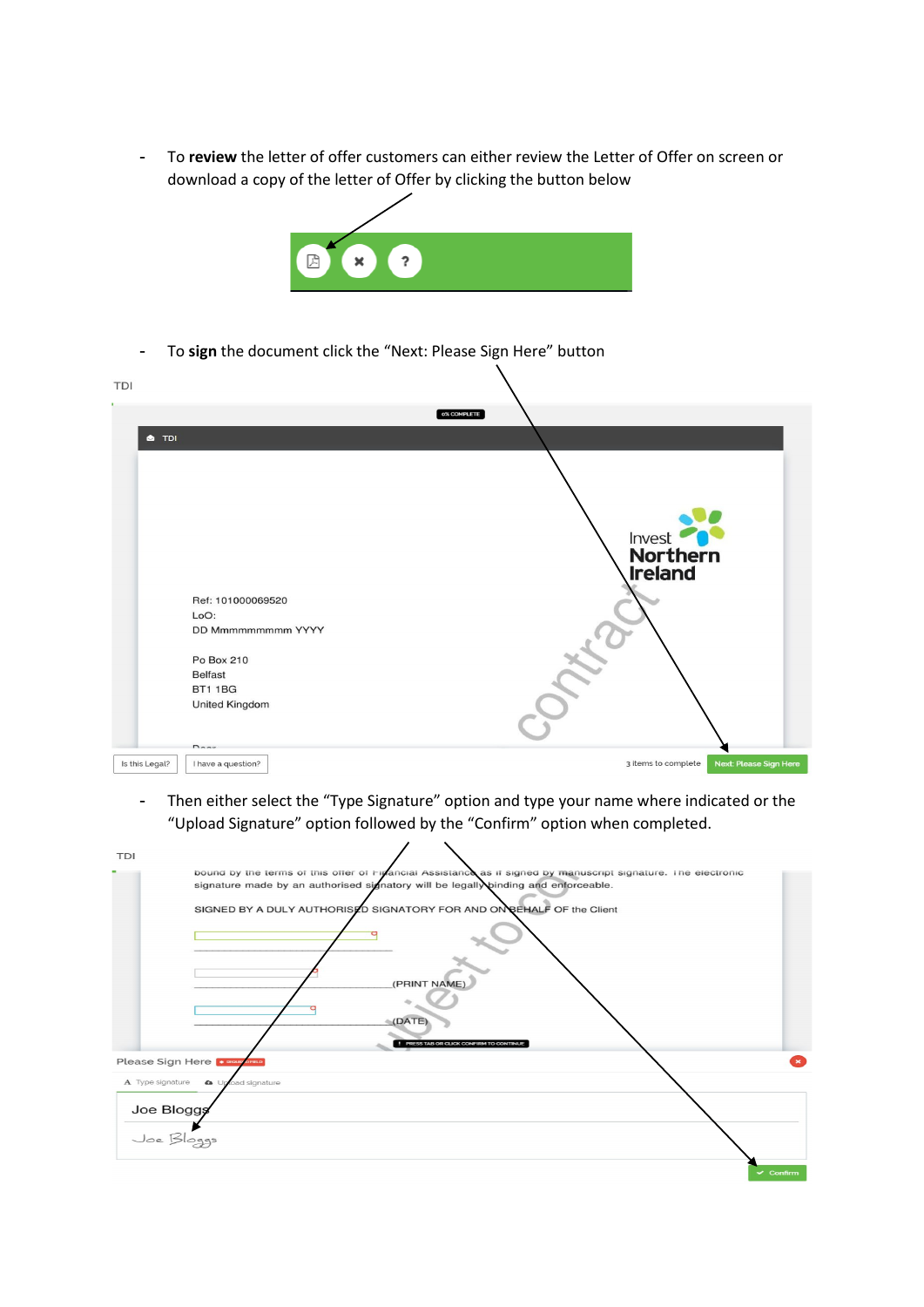- To **review** the letter of offer customers can either review the Letter of Offer on screen or download a copy of the letter of Offer by clicking the button below

- To **sign** the document click the "Next: Please Sign Here" button

- Then either select the "Type Signature" option and type your name where indicated or the "Upload Signature" option followed by the "Confirm" option when completed.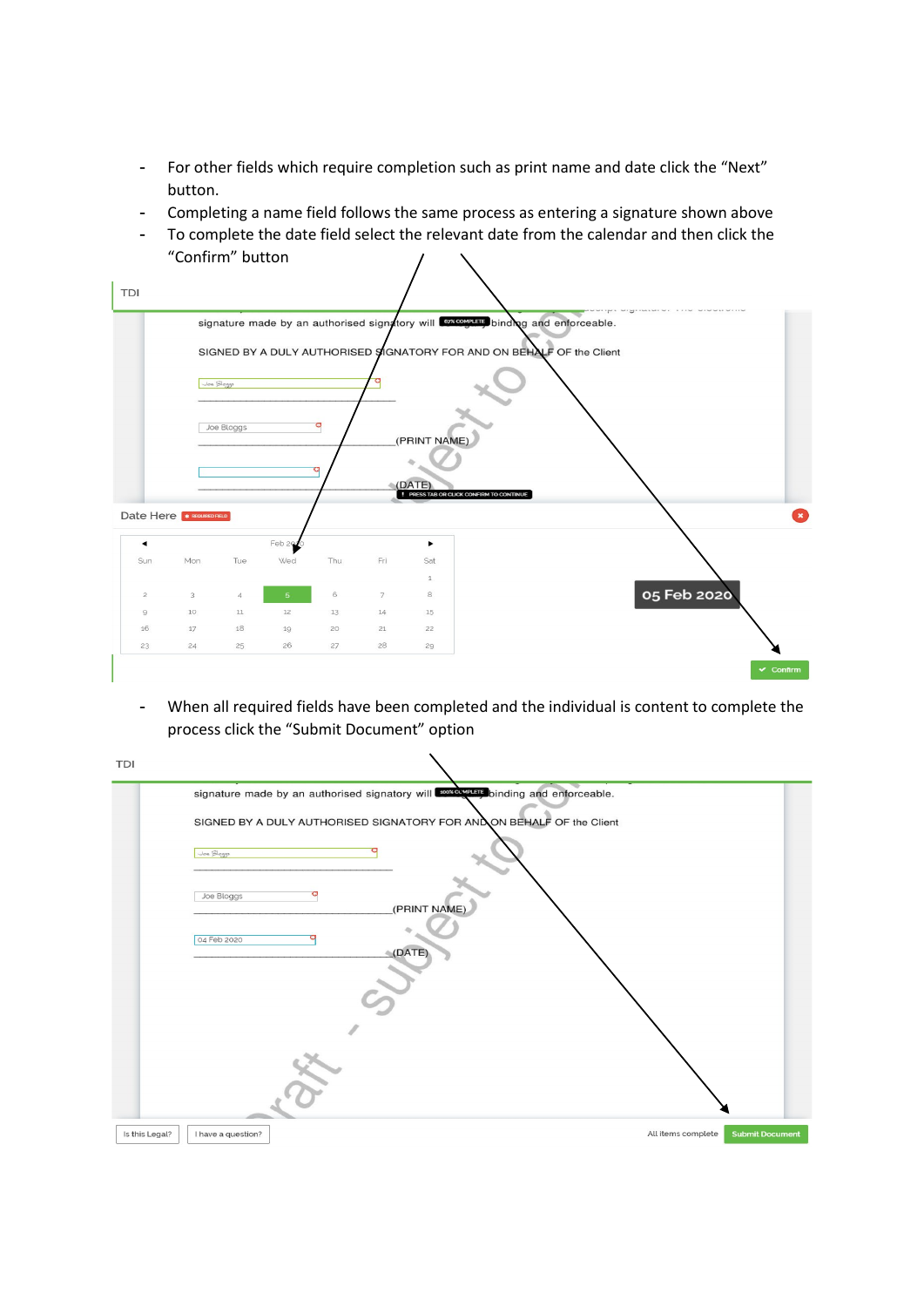- For other fields which require completion such as print name and date click the "Next" button.
- Completing a name field follows the same process as entering a signature shown above
- To complete the date field select the relevant date from the calendar and then click the "Confirm" button

- When all required fields have been completed and the individual is content to complete the process click the "Submit Document" option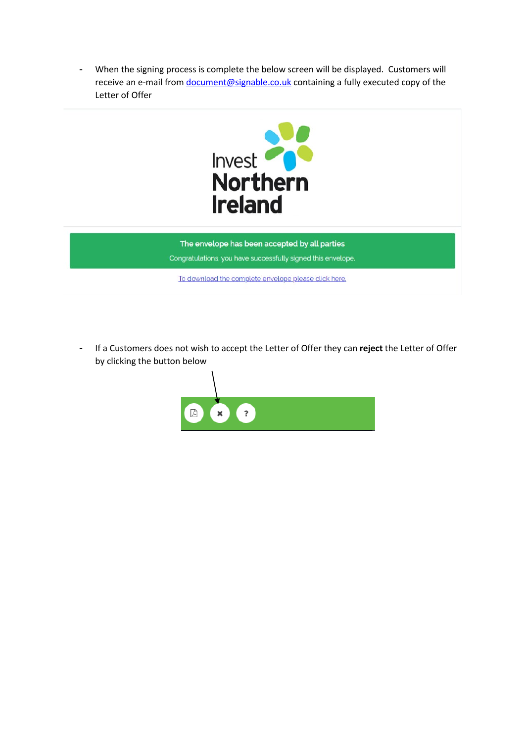- When the signing process is complete the below screen will be displayed. Customers will receive an e-mail from [document@signable.co.uk](mailto:document@signable.co.uk) containing a fully executed copy of the Letter of Offer

Invest Northern Ireland

The envelope has been accepted by all parties

Congratulations, you have successfully signed this envelope.

To download the complete envelope please click here.

- If a Customers does not wish to accept the Letter of Offer they can **reject** the Letter of Offer by clicking the button below